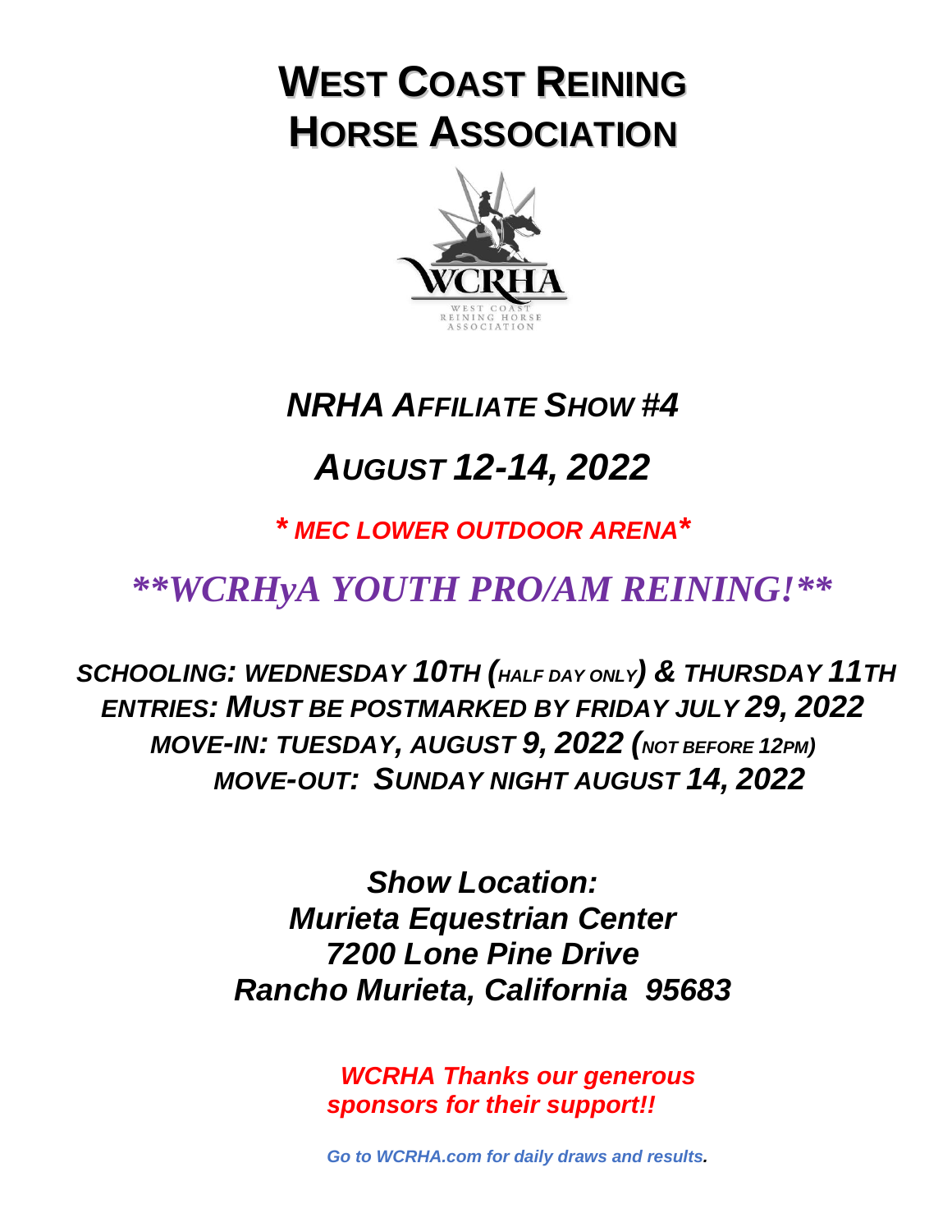# WEST COAST REINING HORSE ASSOCIATION

## *NRHA AFFILIATE SHOW #4*

## *AUGUST 12-14, 2022*

*\* MEC LOWER OUTDOOR ARENA\**

## ***\*\*WCRHyA YOUTH PRO/AM REINING!\*\****

*SCHOOLING: WEDNESDAY 10TH (HALF DAY ONLY) & THURSDAY 11TH*
*ENTRIES: MUST BE POSTMARKED BY FRIDAY JULY 29, 2022*
*MOVE-IN: TUESDAY, AUGUST 9, 2022 (NOT BEFORE 12PM)*
*MOVE-OUT: SUNDAY NIGHT AUGUST 14, 2022*

***Show Location:***
***Murieta Equestrian Center***
***7200 Lone Pine Drive***
***Rancho Murieta, California 95683***

***WCRHA Thanks our generous sponsors for their support!!***

***Go to WCRHA.com for daily draws and results.***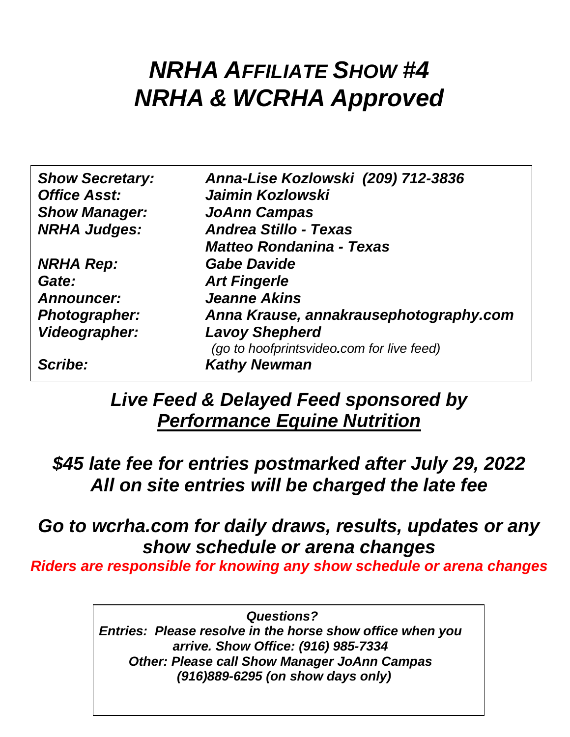# *NRHA AFFILIATE SHOW #4*
# *NRHA & WCRHA Approved*

| | |
|---|---|
| ***Show Secretary:*** | ***Anna-Lise Kozlowski (209) 712-3836*** |
| ***Office Asst:*** | ***Jaimin Kozlowski*** |
| ***Show Manager:*** | ***JoAnn Campas*** |
| ***NRHA Judges:*** | ***Andrea Stillo - Texas*** |
| | ***Matteo Rondanina - Texas*** |
| ***NRHA Rep:*** | ***Gabe Davide*** |
| ***Gate:*** | ***Art Fingerle*** |
| ***Announcer:*** | ***Jeanne Akins*** |
| ***Photographer:*** | ***Anna Krause, annakrausephotography.com*** |
| ***Videographer:*** | ***Lavoy Shepherd*** |
| | *(go to hoofprintsvideo.com for live feed)* |
| ***Scribe:*** | ***Kathy Newman*** |

## *Live Feed & Delayed Feed sponsored by* *Performance Equine Nutrition*

## *$45 late fee for entries postmarked after July 29, 2022* *All on site entries will be charged the late fee*

## *Go to wcrha.com for daily draws, results, updates or any show schedule or arena changes*

***Riders are responsible for knowing any show schedule or arena changes***

***Questions?***
***Entries: Please resolve in the horse show office when you arrive. Show Office: (916) 985-7334***
***Other: Please call Show Manager JoAnn Campas (916)889-6295 (on show days only)***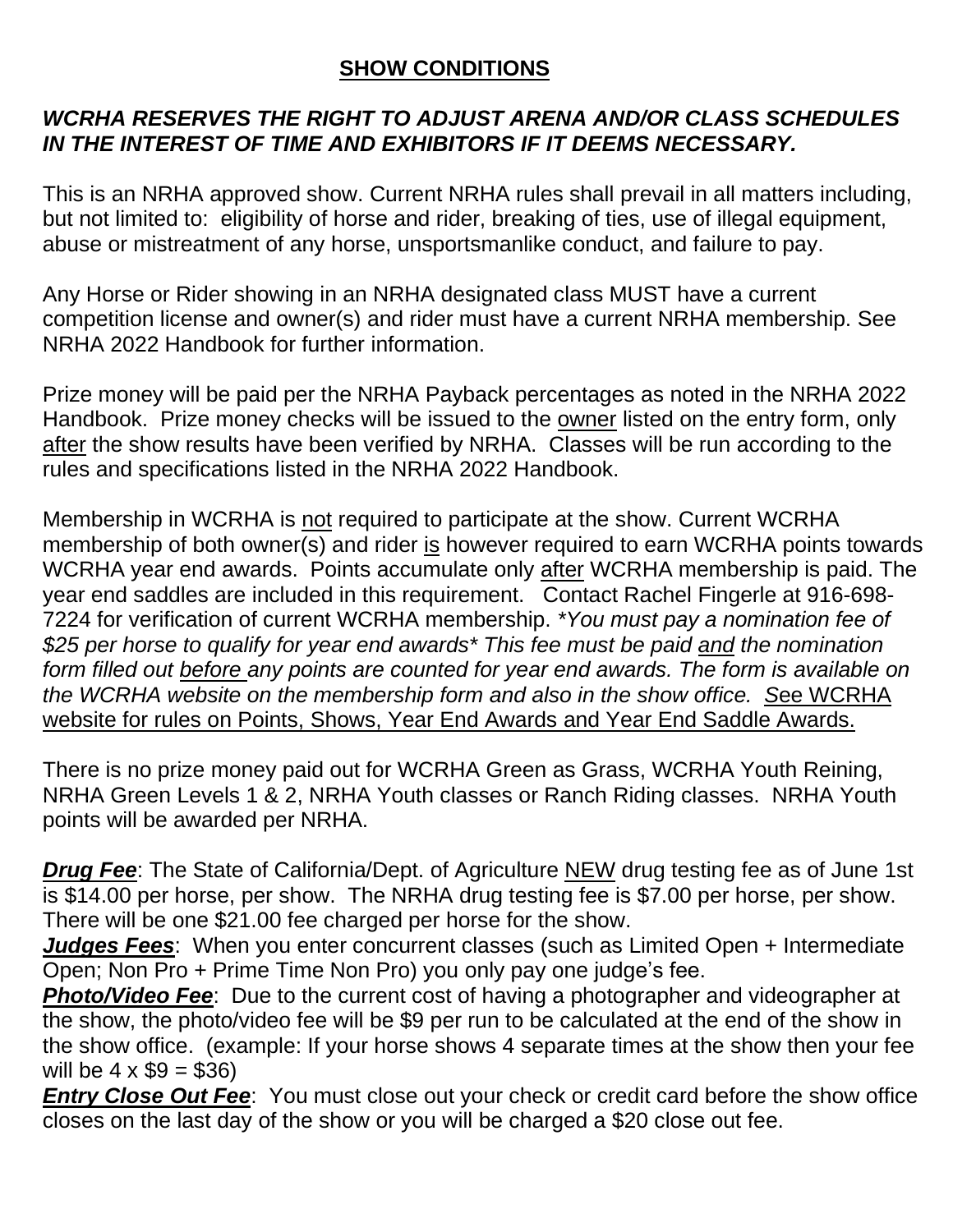## SHOW CONDITIONS

***WCRHA RESERVES THE RIGHT TO ADJUST ARENA AND/OR CLASS SCHEDULES IN THE INTEREST OF TIME AND EXHIBITORS IF IT DEEMS NECESSARY.***

This is an NRHA approved show. Current NRHA rules shall prevail in all matters including, but not limited to: eligibility of horse and rider, breaking of ties, use of illegal equipment, abuse or mistreatment of any horse, unsportsmanlike conduct, and failure to pay.

Any Horse or Rider showing in an NRHA designated class MUST have a current competition license and owner(s) and rider must have a current NRHA membership. See NRHA 2022 Handbook for further information.

Prize money will be paid per the NRHA Payback percentages as noted in the NRHA 2022 Handbook. Prize money checks will be issued to the owner listed on the entry form, only after the show results have been verified by NRHA. Classes will be run according to the rules and specifications listed in the NRHA 2022 Handbook.

Membership in WCRHA is not required to participate at the show. Current WCRHA membership of both owner(s) and rider is however required to earn WCRHA points towards WCRHA year end awards. Points accumulate only after WCRHA membership is paid. The year end saddles are included in this requirement. Contact Rachel Fingerle at 916-698-7224 for verification of current WCRHA membership. **You must pay a nomination fee of $25 per horse to qualify for year end awards* This fee must be paid and the nomination form filled out before any points are counted for year end awards. The form is available on the WCRHA website on the membership form and also in the show office.* See WCRHA website for rules on Points, Shows, Year End Awards and Year End Saddle Awards.

There is no prize money paid out for WCRHA Green as Grass, WCRHA Youth Reining, NRHA Green Levels 1 & 2, NRHA Youth classes or Ranch Riding classes. NRHA Youth points will be awarded per NRHA.

***Drug Fee***: The State of California/Dept. of Agriculture NEW drug testing fee as of June 1st is $14.00 per horse, per show. The NRHA drug testing fee is $7.00 per horse, per show. There will be one $21.00 fee charged per horse for the show.

***Judges Fees***: When you enter concurrent classes (such as Limited Open + Intermediate Open; Non Pro + Prime Time Non Pro) you only pay one judge's fee.

***Photo/Video Fee***: Due to the current cost of having a photographer and videographer at the show, the photo/video fee will be $9 per run to be calculated at the end of the show in the show office. (example: If your horse shows 4 separate times at the show then your fee will be 4 x $9 = $36)

***Entry Close Out Fee***: You must close out your check or credit card before the show office closes on the last day of the show or you will be charged a $20 close out fee.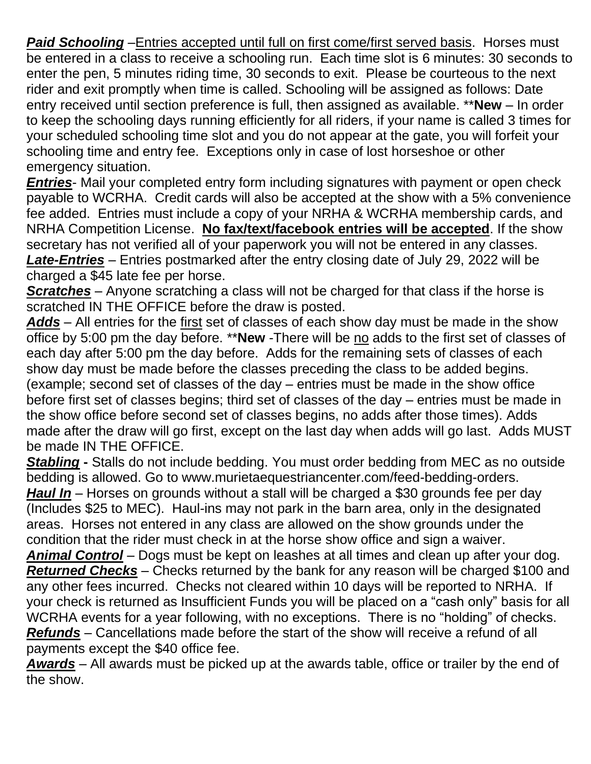***<u>Paid Schooling</u>*** –<u>Entries accepted until full on first come/first served basis</u>. Horses must be entered in a class to receive a schooling run. Each time slot is 6 minutes: 30 seconds to enter the pen, 5 minutes riding time, 30 seconds to exit. Please be courteous to the next rider and exit promptly when time is called. Schooling will be assigned as follows: Date entry received until section preference is full, then assigned as available. ****New** – In order to keep the schooling days running efficiently for all riders, if your name is called 3 times for your scheduled schooling time slot and you do not appear at the gate, you will forfeit your schooling time and entry fee. Exceptions only in case of lost horseshoe or other emergency situation.

***<u>Entries</u>***- Mail your completed entry form including signatures with payment or open check payable to WCRHA. Credit cards will also be accepted at the show with a 5% convenience fee added. Entries must include a copy of your NRHA & WCRHA membership cards, and NRHA Competition License. **<u>No fax/text/facebook entries will be accepted</u>**. If the show secretary has not verified all of your paperwork you will not be entered in any classes.

***<u>Late-Entries</u>*** – Entries postmarked after the entry closing date of July 29, 2022 will be charged a $45 late fee per horse.

***<u>Scratches</u>*** – Anyone scratching a class will not be charged for that class if the horse is scratched IN THE OFFICE before the draw is posted.

***<u>Adds</u>*** – All entries for the <u>first</u> set of classes of each show day must be made in the show office by 5:00 pm the day before. ****New** -There will be <u>no</u> adds to the first set of classes of each day after 5:00 pm the day before. Adds for the remaining sets of classes of each show day must be made before the classes preceding the class to be added begins. (example; second set of classes of the day – entries must be made in the show office before first set of classes begins; third set of classes of the day – entries must be made in the show office before second set of classes begins, no adds after those times). Adds made after the draw will go first, except on the last day when adds will go last. Adds MUST be made IN THE OFFICE.

***<u>Stabling</u>*** **-** Stalls do not include bedding. You must order bedding from MEC as no outside bedding is allowed. Go to www.murietaequestriancenter.com/feed-bedding-orders.

***<u>Haul In</u>*** – Horses on grounds without a stall will be charged a $30 grounds fee per day (Includes $25 to MEC). Haul-ins may not park in the barn area, only in the designated areas. Horses not entered in any class are allowed on the show grounds under the condition that the rider must check in at the horse show office and sign a waiver.

***<u>Animal Control</u>*** – Dogs must be kept on leashes at all times and clean up after your dog.

***<u>Returned Checks</u>*** – Checks returned by the bank for any reason will be charged $100 and any other fees incurred. Checks not cleared within 10 days will be reported to NRHA. If your check is returned as Insufficient Funds you will be placed on a "cash only" basis for all WCRHA events for a year following, with no exceptions. There is no "holding" of checks.

***<u>Refunds</u>*** – Cancellations made before the start of the show will receive a refund of all payments except the $40 office fee.

***<u>Awards</u>*** – All awards must be picked up at the awards table, office or trailer by the end of the show.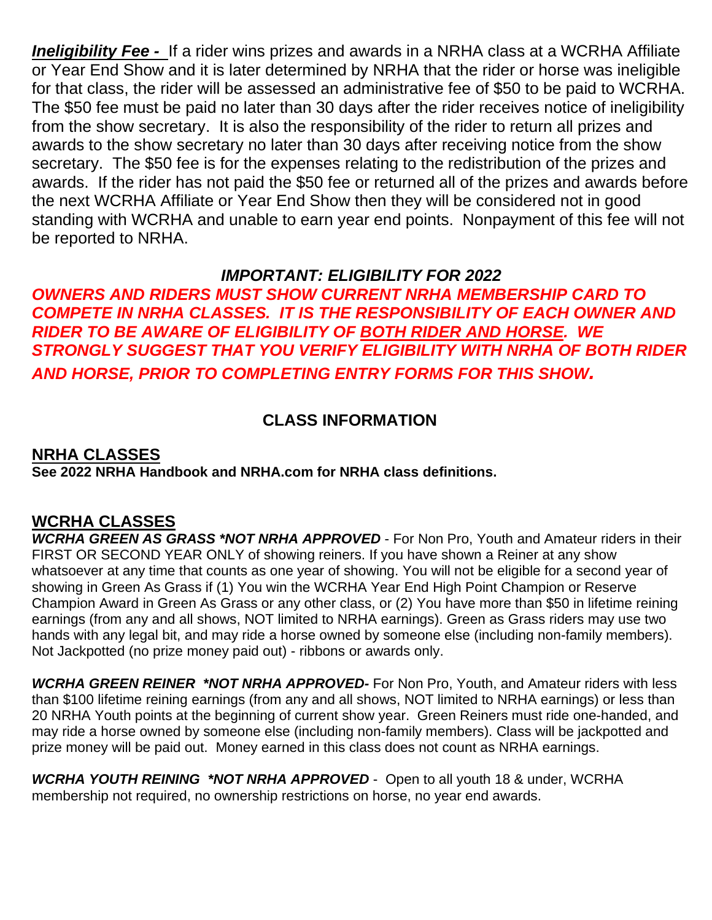***Ineligibility Fee -*** If a rider wins prizes and awards in a NRHA class at a WCRHA Affiliate or Year End Show and it is later determined by NRHA that the rider or horse was ineligible for that class, the rider will be assessed an administrative fee of $50 to be paid to WCRHA. The $50 fee must be paid no later than 30 days after the rider receives notice of ineligibility from the show secretary. It is also the responsibility of the rider to return all prizes and awards to the show secretary no later than 30 days after receiving notice from the show secretary. The $50 fee is for the expenses relating to the redistribution of the prizes and awards. If the rider has not paid the $50 fee or returned all of the prizes and awards before the next WCRHA Affiliate or Year End Show then they will be considered not in good standing with WCRHA and unable to earn year end points. Nonpayment of this fee will not be reported to NRHA.

***IMPORTANT: ELIGIBILITY FOR 2022***

***OWNERS AND RIDERS MUST SHOW CURRENT NRHA MEMBERSHIP CARD TO COMPETE IN NRHA CLASSES. IT IS THE RESPONSIBILITY OF EACH OWNER AND RIDER TO BE AWARE OF ELIGIBILITY OF BOTH RIDER AND HORSE. WE STRONGLY SUGGEST THAT YOU VERIFY ELIGIBILITY WITH NRHA OF BOTH RIDER AND HORSE, PRIOR TO COMPLETING ENTRY FORMS FOR THIS SHOW.***

## CLASS INFORMATION

### NRHA CLASSES

**See 2022 NRHA Handbook and NRHA.com for NRHA class definitions.**

### WCRHA CLASSES

***WCRHA GREEN AS GRASS *NOT NRHA APPROVED*** - For Non Pro, Youth and Amateur riders in their FIRST OR SECOND YEAR ONLY of showing reiners. If you have shown a Reiner at any show whatsoever at any time that counts as one year of showing. You will not be eligible for a second year of showing in Green As Grass if (1) You win the WCRHA Year End High Point Champion or Reserve Champion Award in Green As Grass or any other class, or (2) You have more than $50 in lifetime reining earnings (from any and all shows, NOT limited to NRHA earnings). Green as Grass riders may use two hands with any legal bit, and may ride a horse owned by someone else (including non-family members). Not Jackpotted (no prize money paid out) - ribbons or awards only.

***WCRHA GREEN REINER *NOT NRHA APPROVED-*** For Non Pro, Youth, and Amateur riders with less than $100 lifetime reining earnings (from any and all shows, NOT limited to NRHA earnings) or less than 20 NRHA Youth points at the beginning of current show year. Green Reiners must ride one-handed, and may ride a horse owned by someone else (including non-family members). Class will be jackpotted and prize money will be paid out. Money earned in this class does not count as NRHA earnings.

***WCRHA YOUTH REINING *NOT NRHA APPROVED*** - Open to all youth 18 & under, WCRHA membership not required, no ownership restrictions on horse, no year end awards.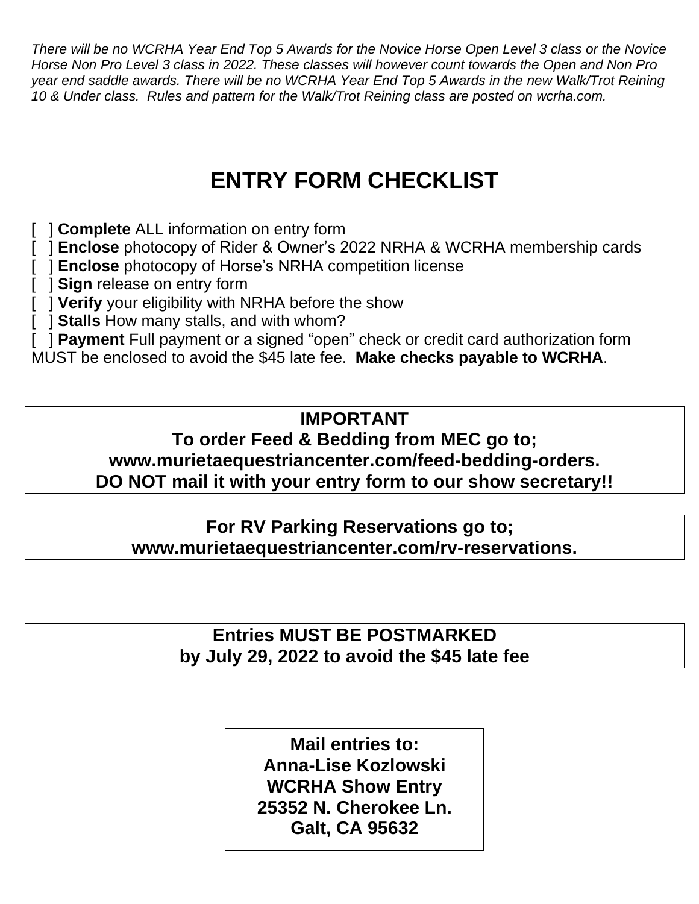*There will be no WCRHA Year End Top 5 Awards for the Novice Horse Open Level 3 class or the Novice Horse Non Pro Level 3 class in 2022. These classes will however count towards the Open and Non Pro year end saddle awards. There will be no WCRHA Year End Top 5 Awards in the new Walk/Trot Reining 10 & Under class. Rules and pattern for the Walk/Trot Reining class are posted on wcrha.com.*

# ENTRY FORM CHECKLIST

[ ] **Complete** ALL information on entry form
[ ] **Enclose** photocopy of Rider & Owner's 2022 NRHA & WCRHA membership cards
[ ] **Enclose** photocopy of Horse's NRHA competition license
[ ] **Sign** release on entry form
[ ] **Verify** your eligibility with NRHA before the show
[ ] **Stalls** How many stalls, and with whom?
[ ] **Payment** Full payment or a signed "open" check or credit card authorization form MUST be enclosed to avoid the $45 late fee. **Make checks payable to WCRHA**.

**IMPORTANT**
**To order Feed & Bedding from MEC go to;**
**www.murietaequestriancenter.com/feed-bedding-orders.**
**DO NOT mail it with your entry form to our show secretary!!**

**For RV Parking Reservations go to;**
**www.murietaequestriancenter.com/rv-reservations.**

**Entries MUST BE POSTMARKED**
**by July 29, 2022 to avoid the $45 late fee**

**Mail entries to:**
**Anna-Lise Kozlowski**
**WCRHA Show Entry**
**25352 N. Cherokee Ln.**
**Galt, CA 95632**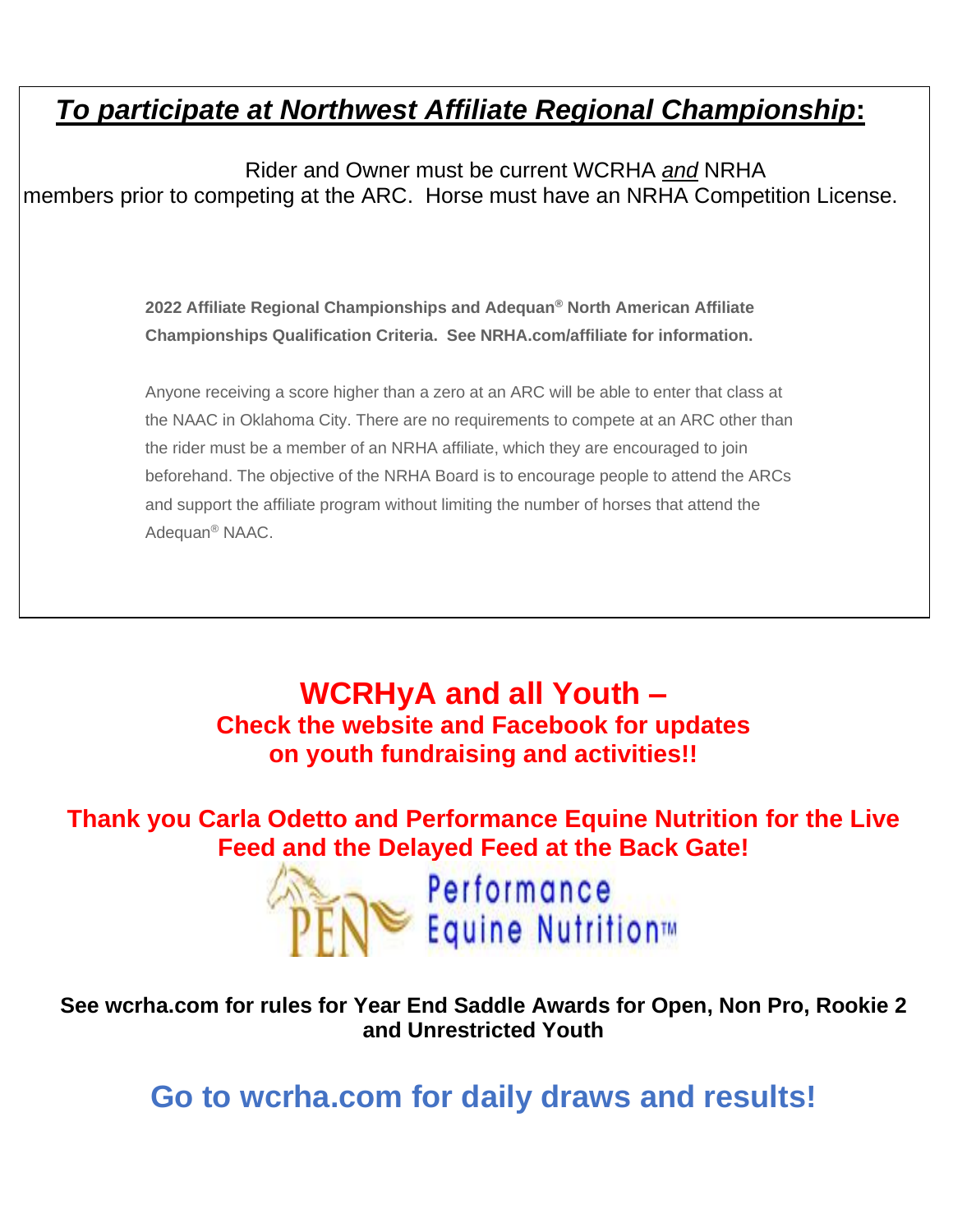## ***To participate at Northwest Affiliate Regional Championship*:**

Rider and Owner must be current WCRHA *and* NRHA members prior to competing at the ARC. Horse must have an NRHA Competition License.

**2022 Affiliate Regional Championships and Adequan® North American Affiliate Championships Qualification Criteria. See NRHA.com/affiliate for information.**

Anyone receiving a score higher than a zero at an ARC will be able to enter that class at the NAAC in Oklahoma City. There are no requirements to compete at an ARC other than the rider must be a member of an NRHA affiliate, which they are encouraged to join beforehand. The objective of the NRHA Board is to encourage people to attend the ARCs and support the affiliate program without limiting the number of horses that attend the Adequan® NAAC.

## WCRHyA and all Youth –

**Check the website and Facebook for updates on youth fundraising and activities!!**

**Thank you Carla Odetto and Performance Equine Nutrition for the Live Feed and the Delayed Feed at the Back Gate!**

PEN Performance Equine Nutrition™

**See wcrha.com for rules for Year End Saddle Awards for Open, Non Pro, Rookie 2 and Unrestricted Youth**

## Go to wcrha.com for daily draws and results!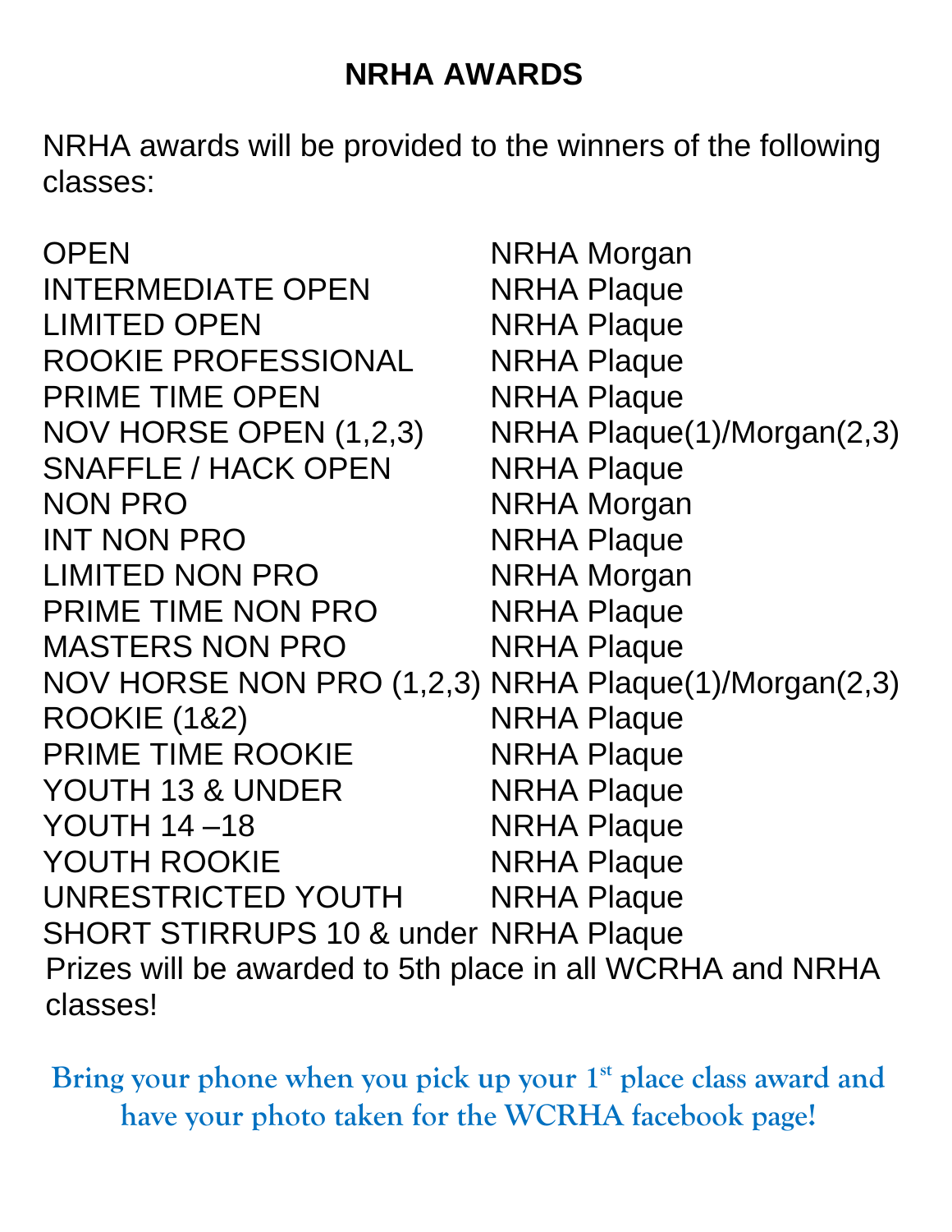# NRHA AWARDS

NRHA awards will be provided to the winners of the following classes:

| | |
|---|---|
| OPEN | NRHA Morgan |
| INTERMEDIATE OPEN | NRHA Plaque |
| LIMITED OPEN | NRHA Plaque |
| ROOKIE PROFESSIONAL | NRHA Plaque |
| PRIME TIME OPEN | NRHA Plaque |
| NOV HORSE OPEN (1,2,3) | NRHA Plaque(1)/Morgan(2,3) |
| SNAFFLE / HACK OPEN | NRHA Plaque |
| NON PRO | NRHA Morgan |
| INT NON PRO | NRHA Plaque |
| LIMITED NON PRO | NRHA Morgan |
| PRIME TIME NON PRO | NRHA Plaque |
| MASTERS NON PRO | NRHA Plaque |
| NOV HORSE NON PRO (1,2,3) | NRHA Plaque(1)/Morgan(2,3) |
| ROOKIE (1&2) | NRHA Plaque |
| PRIME TIME ROOKIE | NRHA Plaque |
| YOUTH 13 & UNDER | NRHA Plaque |
| YOUTH 14 –18 | NRHA Plaque |
| YOUTH ROOKIE | NRHA Plaque |
| UNRESTRICTED YOUTH | NRHA Plaque |
| SHORT STIRRUPS 10 & under | NRHA Plaque |

Prizes will be awarded to 5th place in all WCRHA and NRHA classes!

**Bring your phone when you pick up your 1st place class award and have your photo taken for the WCRHA facebook page!**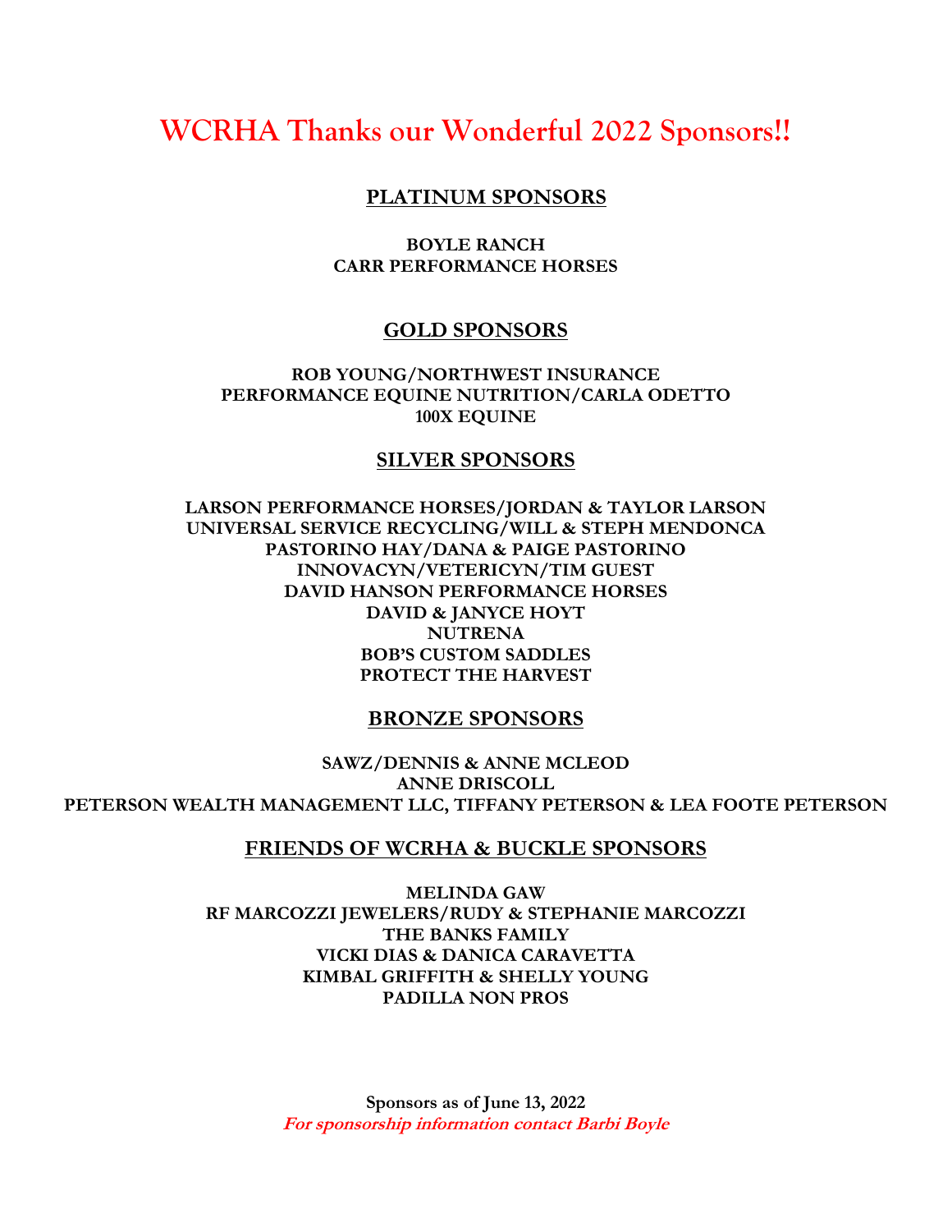# WCRHA Thanks our Wonderful 2022 Sponsors!!

## PLATINUM SPONSORS

**BOYLE RANCH**
**CARR PERFORMANCE HORSES**

## GOLD SPONSORS

**ROB YOUNG/NORTHWEST INSURANCE**
**PERFORMANCE EQUINE NUTRITION/CARLA ODETTO**
**100X EQUINE**

## SILVER SPONSORS

**LARSON PERFORMANCE HORSES/JORDAN & TAYLOR LARSON**
**UNIVERSAL SERVICE RECYCLING/WILL & STEPH MENDONCA**
**PASTORINO HAY/DANA & PAIGE PASTORINO**
**INNOVACYN/VETERICYN/TIM GUEST**
**DAVID HANSON PERFORMANCE HORSES**
**DAVID & JANYCE HOYT**
**NUTRENA**
**BOB'S CUSTOM SADDLES**
**PROTECT THE HARVEST**

## BRONZE SPONSORS

**SAWZ/DENNIS & ANNE MCLEOD**
**ANNE DRISCOLL**
**PETERSON WEALTH MANAGEMENT LLC, TIFFANY PETERSON & LEA FOOTE PETERSON**

## FRIENDS OF WCRHA & BUCKLE SPONSORS

**MELINDA GAW**
**RF MARCOZZI JEWELERS/RUDY & STEPHANIE MARCOZZI**
**THE BANKS FAMILY**
**VICKI DIAS & DANICA CARAVETTA**
**KIMBAL GRIFFITH & SHELLY YOUNG**
**PADILLA NON PROS**

**Sponsors as of June 13, 2022**
***For sponsorship information contact Barbi Boyle***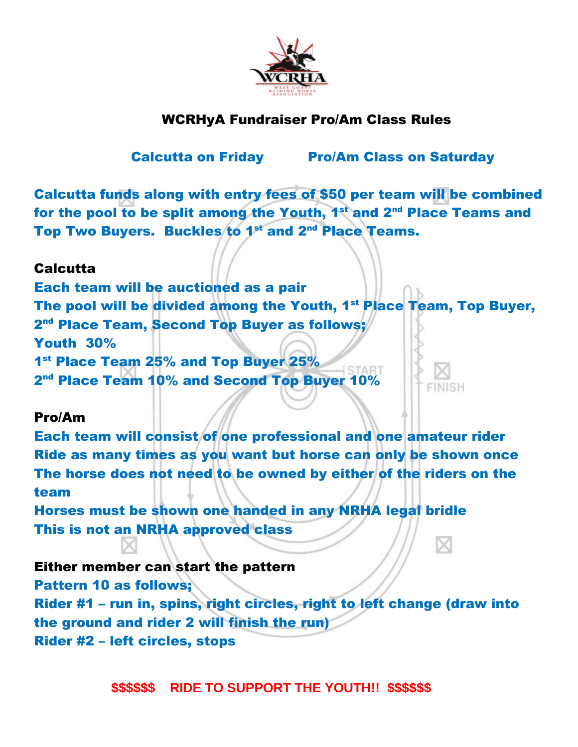# WCRHyA Fundraiser Pro/Am Class Rules

**Calcutta on Friday        Pro/Am Class on Saturday**

**Calcutta funds along with entry fees of $50 per team will be combined for the pool to be split among the Youth, 1st and 2nd Place Teams and Top Two Buyers. Buckles to 1st and 2nd Place Teams.**

## Calcutta

**Each team will be auctioned as a pair**
**The pool will be divided among the Youth, 1st Place Team, Top Buyer, 2nd Place Team, Second Top Buyer as follows;**
**Youth 30%**
**1st Place Team 25% and Top Buyer 25%**
**2nd Place Team 10% and Second Top Buyer 10%**

## Pro/Am

**Each team will consist of one professional and one amateur rider**
**Ride as many times as you want but horse can only be shown once**
**The horse does not need to be owned by either of the riders on the team**
**Horses must be shown one handed in any NRHA legal bridle**
**This is not an NRHA approved class**

## Either member can start the pattern

**Pattern 10 as follows;**
**Rider #1 – run in, spins, right circles, right to left change (draw into the ground and rider 2 will finish the run)**
**Rider #2 – left circles, stops**

**$$$$$$ RIDE TO SUPPORT THE YOUTH!! $$$$$$**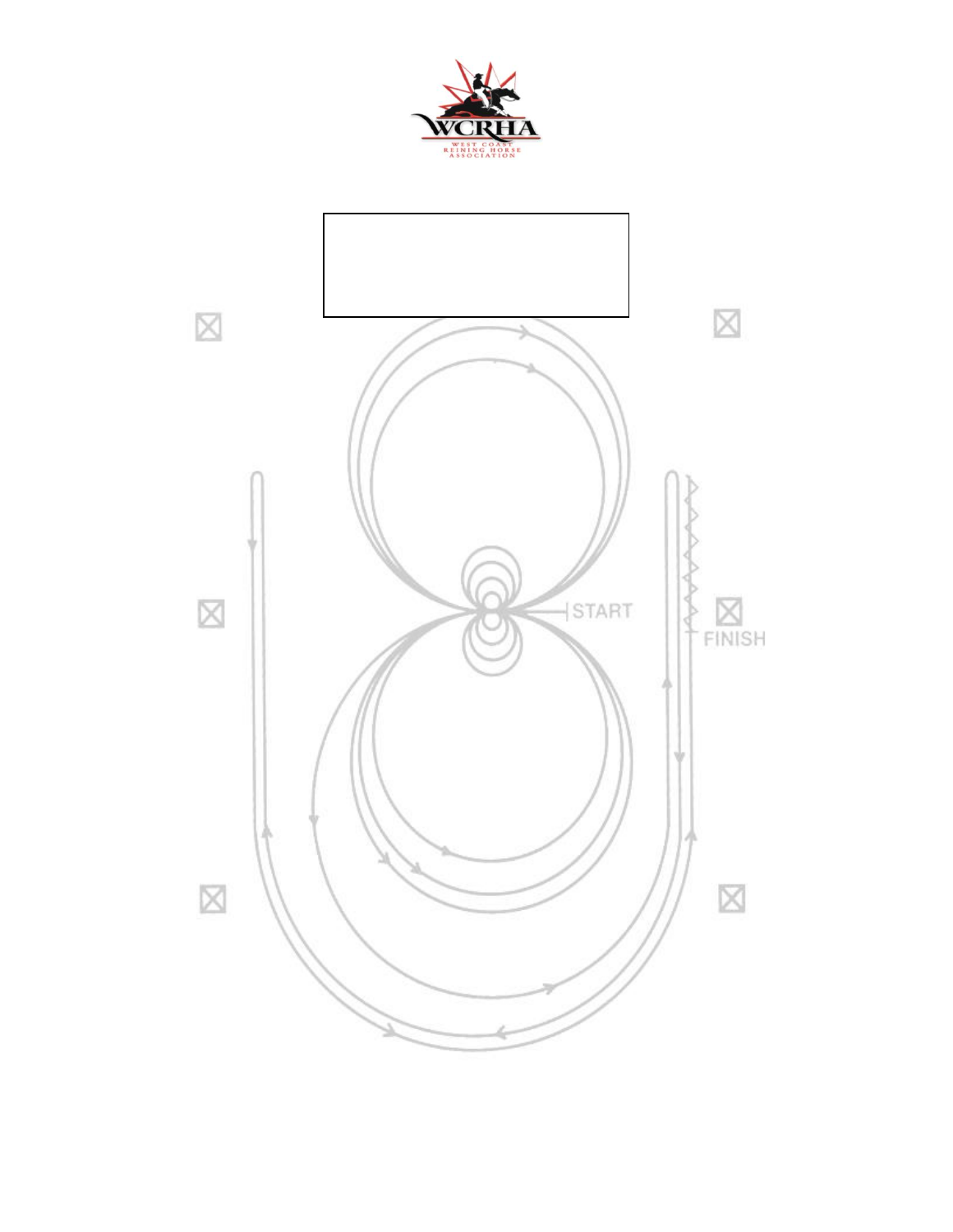START

FINISH